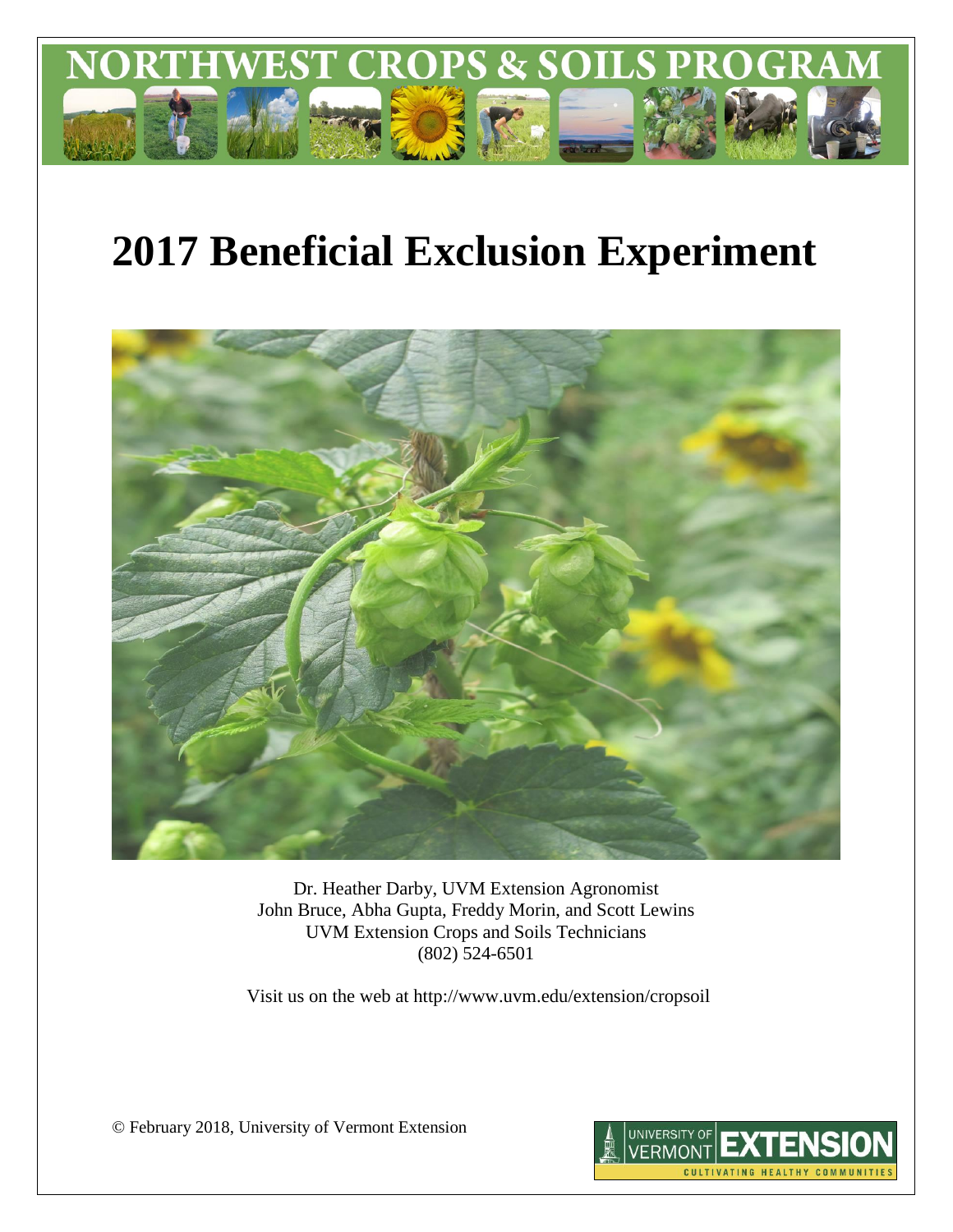NORTHWEST CROPS & SOILS PROGRAM

# 2017 Beneficial Exclusion Experiment

Dr. Heather Darby, UVM Extension Agronomist
John Bruce, Abha Gupta, Freddy Morin, and Scott Lewins
UVM Extension Crops and Soils Technicians
(802) 524-6501

Visit us on the web at http://www.uvm.edu/extension/cropsoil

© February 2018, University of Vermont Extension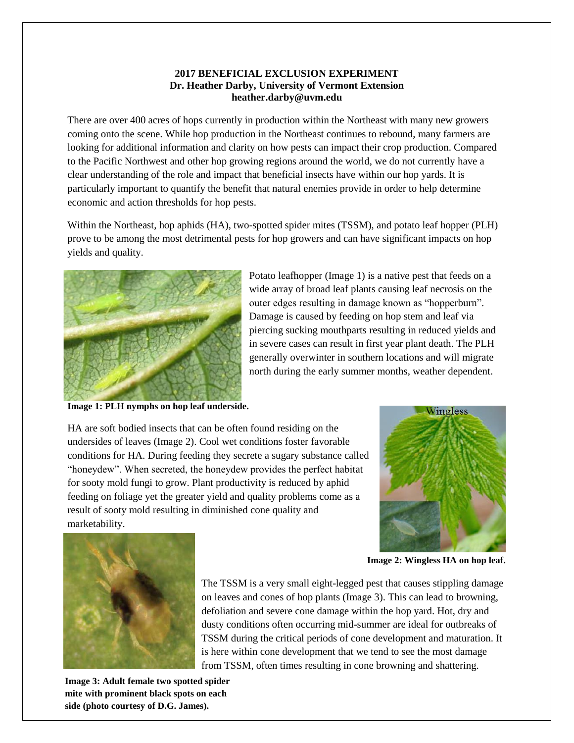**2017 BENEFICIAL EXCLUSION EXPERIMENT**
**Dr. Heather Darby, University of Vermont Extension**
**heather.darby@uvm.edu**

There are over 400 acres of hops currently in production within the Northeast with many new growers coming onto the scene. While hop production in the Northeast continues to rebound, many farmers are looking for additional information and clarity on how pests can impact their crop production. Compared to the Pacific Northwest and other hop growing regions around the world, we do not currently have a clear understanding of the role and impact that beneficial insects have within our hop yards. It is particularly important to quantify the benefit that natural enemies provide in order to help determine economic and action thresholds for hop pests.

Within the Northeast, hop aphids (HA), two-spotted spider mites (TSSM), and potato leaf hopper (PLH) prove to be among the most detrimental pests for hop growers and can have significant impacts on hop yields and quality.

Potato leafhopper (Image 1) is a native pest that feeds on a wide array of broad leaf plants causing leaf necrosis on the outer edges resulting in damage known as "hopperburn". Damage is caused by feeding on hop stem and leaf via piercing sucking mouthparts resulting in reduced yields and in severe cases can result in first year plant death. The PLH generally overwinter in southern locations and will migrate north during the early summer months, weather dependent.

**Image 1: PLH nymphs on hop leaf underside.**

HA are soft bodied insects that can be often found residing on the undersides of leaves (Image 2). Cool wet conditions foster favorable conditions for HA. During feeding they secrete a sugary substance called "honeydew". When secreted, the honeydew provides the perfect habitat for sooty mold fungi to grow. Plant productivity is reduced by aphid feeding on foliage yet the greater yield and quality problems come as a result of sooty mold resulting in diminished cone quality and marketability.

**Image 2: Wingless HA on hop leaf.**

The TSSM is a very small eight-legged pest that causes stippling damage on leaves and cones of hop plants (Image 3). This can lead to browning, defoliation and severe cone damage within the hop yard. Hot, dry and dusty conditions often occurring mid-summer are ideal for outbreaks of TSSM during the critical periods of cone development and maturation. It is here within cone development that we tend to see the most damage from TSSM, often times resulting in cone browning and shattering.

**Image 3: Adult female two spotted spider mite with prominent black spots on each side (photo courtesy of D.G. James).**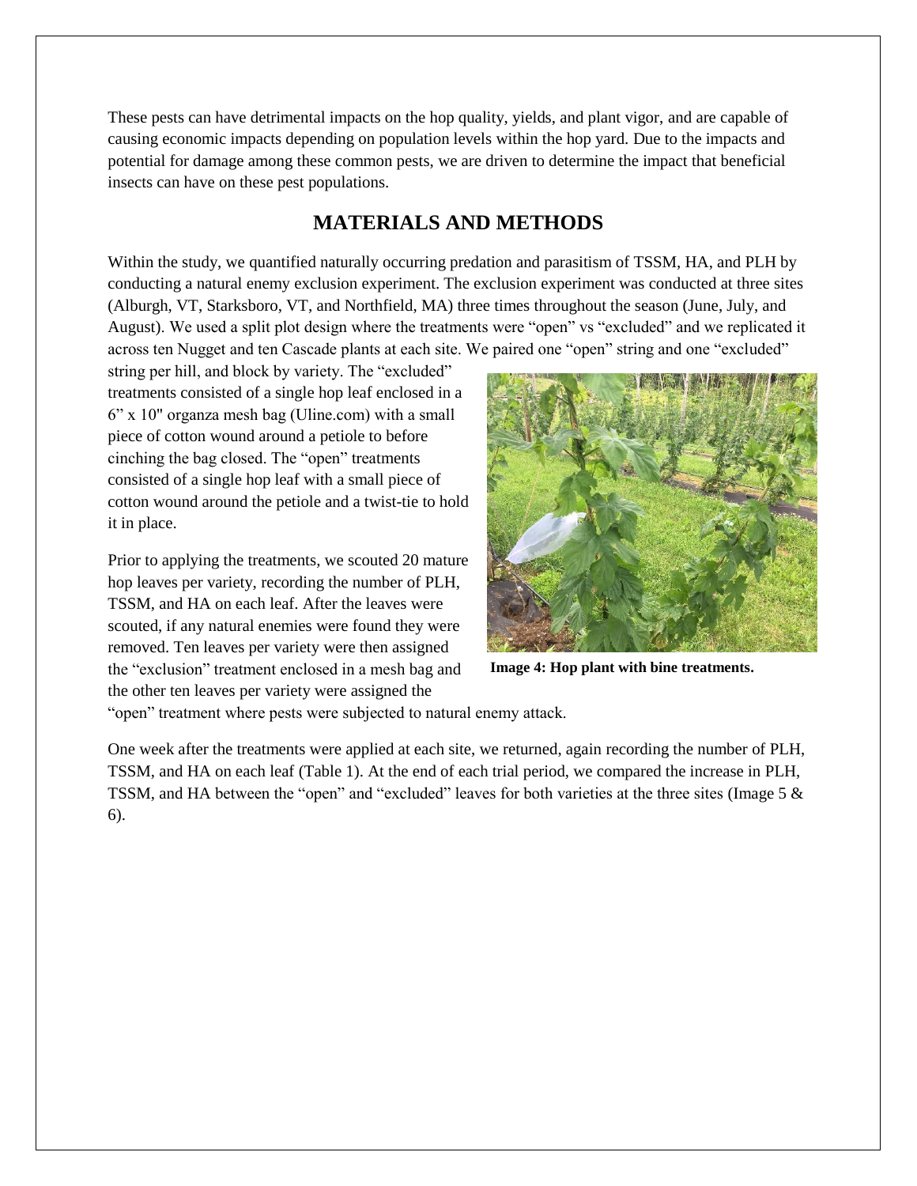These pests can have detrimental impacts on the hop quality, yields, and plant vigor, and are capable of causing economic impacts depending on population levels within the hop yard. Due to the impacts and potential for damage among these common pests, we are driven to determine the impact that beneficial insects can have on these pest populations.

## MATERIALS AND METHODS

Within the study, we quantified naturally occurring predation and parasitism of TSSM, HA, and PLH by conducting a natural enemy exclusion experiment. The exclusion experiment was conducted at three sites (Alburgh, VT, Starksboro, VT, and Northfield, MA) three times throughout the season (June, July, and August). We used a split plot design where the treatments were "open" vs "excluded" and we replicated it across ten Nugget and ten Cascade plants at each site. We paired one "open" string and one "excluded" string per hill, and block by variety. The "excluded" treatments consisted of a single hop leaf enclosed in a 6" x 10" organza mesh bag (Uline.com) with a small piece of cotton wound around a petiole to before cinching the bag closed. The "open" treatments consisted of a single hop leaf with a small piece of cotton wound around the petiole and a twist-tie to hold it in place.

**Image 4: Hop plant with bine treatments.**

Prior to applying the treatments, we scouted 20 mature hop leaves per variety, recording the number of PLH, TSSM, and HA on each leaf. After the leaves were scouted, if any natural enemies were found they were removed. Ten leaves per variety were then assigned the "exclusion" treatment enclosed in a mesh bag and the other ten leaves per variety were assigned the "open" treatment where pests were subjected to natural enemy attack.

One week after the treatments were applied at each site, we returned, again recording the number of PLH, TSSM, and HA on each leaf (Table 1). At the end of each trial period, we compared the increase in PLH, TSSM, and HA between the "open" and "excluded" leaves for both varieties at the three sites (Image 5 & 6).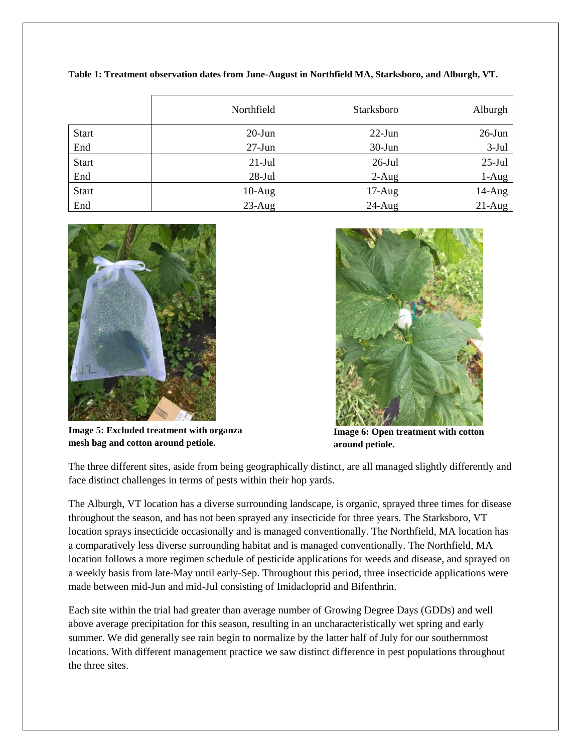**Table 1: Treatment observation dates from June-August in Northfield MA, Starksboro, and Alburgh, VT.**

| | Northfield | Starksboro | Alburgh |
|---|---|---|---|
| Start | 20-Jun | 22-Jun | 26-Jun |
| End | 27-Jun | 30-Jun | 3-Jul |
| Start | 21-Jul | 26-Jul | 25-Jul |
| End | 28-Jul | 2-Aug | 1-Aug |
| Start | 10-Aug | 17-Aug | 14-Aug |
| End | 23-Aug | 24-Aug | 21-Aug |

**Image 5: Excluded treatment with organza mesh bag and cotton around petiole.**

**Image 6: Open treatment with cotton around petiole.**

The three different sites, aside from being geographically distinct, are all managed slightly differently and face distinct challenges in terms of pests within their hop yards.

The Alburgh, VT location has a diverse surrounding landscape, is organic, sprayed three times for disease throughout the season, and has not been sprayed any insecticide for three years. The Starksboro, VT location sprays insecticide occasionally and is managed conventionally. The Northfield, MA location has a comparatively less diverse surrounding habitat and is managed conventionally. The Northfield, MA location follows a more regimen schedule of pesticide applications for weeds and disease, and sprayed on a weekly basis from late-May until early-Sep. Throughout this period, three insecticide applications were made between mid-Jun and mid-Jul consisting of Imidacloprid and Bifenthrin.

Each site within the trial had greater than average number of Growing Degree Days (GDDs) and well above average precipitation for this season, resulting in an uncharacteristically wet spring and early summer. We did generally see rain begin to normalize by the latter half of July for our southernmost locations. With different management practice we saw distinct difference in pest populations throughout the three sites.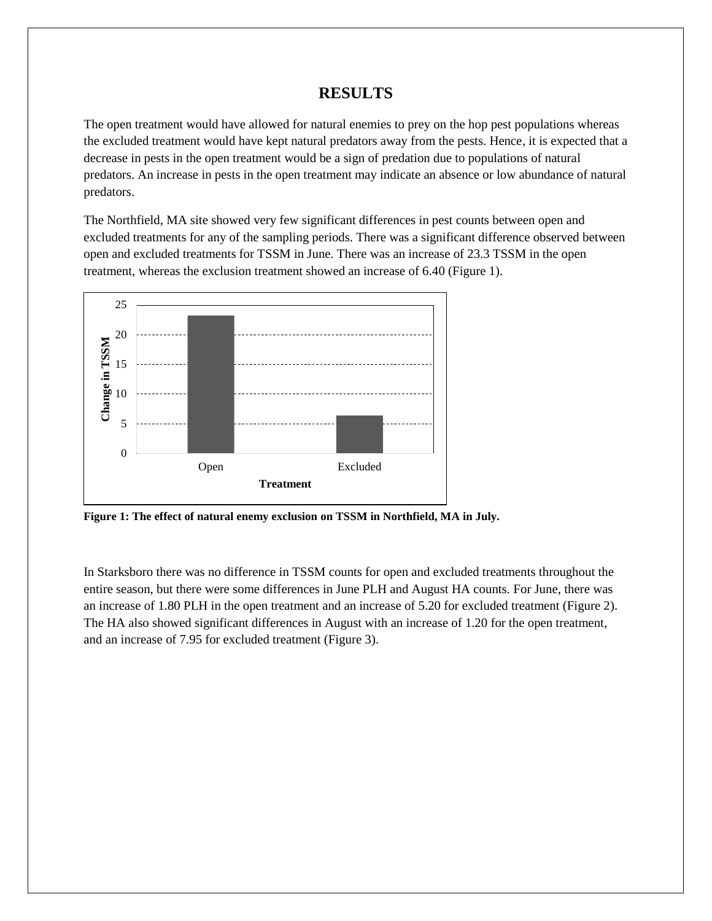# RESULTS

The open treatment would have allowed for natural enemies to prey on the hop pest populations whereas the excluded treatment would have kept natural predators away from the pests. Hence, it is expected that a decrease in pests in the open treatment would be a sign of predation due to populations of natural predators. An increase in pests in the open treatment may indicate an absence or low abundance of natural predators.

The Northfield, MA site showed very few significant differences in pest counts between open and excluded treatments for any of the sampling periods. There was a significant difference observed between open and excluded treatments for TSSM in June. There was an increase of 23.3 TSSM in the open treatment, whereas the exclusion treatment showed an increase of 6.40 (Figure 1).

**Figure 1: The effect of natural enemy exclusion on TSSM in Northfield, MA in July.**

In Starksboro there was no difference in TSSM counts for open and excluded treatments throughout the entire season, but there were some differences in June PLH and August HA counts. For June, there was an increase of 1.80 PLH in the open treatment and an increase of 5.20 for excluded treatment (Figure 2). The HA also showed significant differences in August with an increase of 1.20 for the open treatment, and an increase of 7.95 for excluded treatment (Figure 3).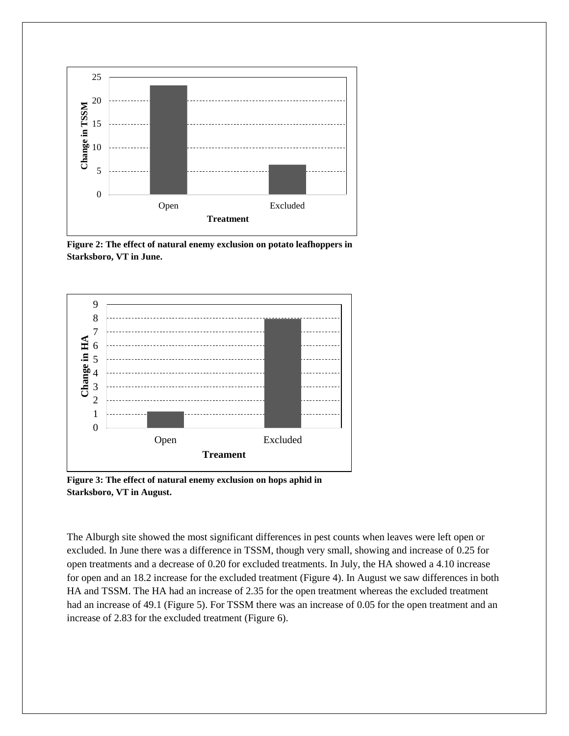**Figure 2: The effect of natural enemy exclusion on potato leafhoppers in Starksboro, VT in June.**

**Figure 3: The effect of natural enemy exclusion on hops aphid in Starksboro, VT in August.**

The Alburgh site showed the most significant differences in pest counts when leaves were left open or excluded. In June there was a difference in TSSM, though very small, showing and increase of 0.25 for open treatments and a decrease of 0.20 for excluded treatments. In July, the HA showed a 4.10 increase for open and an 18.2 increase for the excluded treatment (Figure 4). In August we saw differences in both HA and TSSM. The HA had an increase of 2.35 for the open treatment whereas the excluded treatment had an increase of 49.1 (Figure 5). For TSSM there was an increase of 0.05 for the open treatment and an increase of 2.83 for the excluded treatment (Figure 6).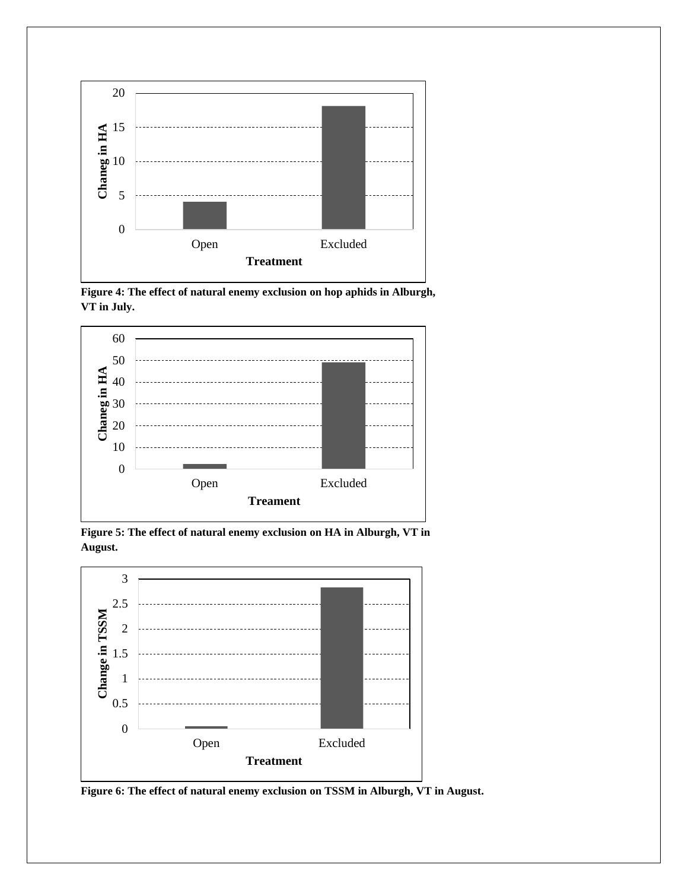Figure 4: The effect of natural enemy exclusion on hop aphids in Alburgh, VT in July.

Figure 5: The effect of natural enemy exclusion on HA in Alburgh, VT in August.

Figure 6: The effect of natural enemy exclusion on TSSM in Alburgh, VT in August.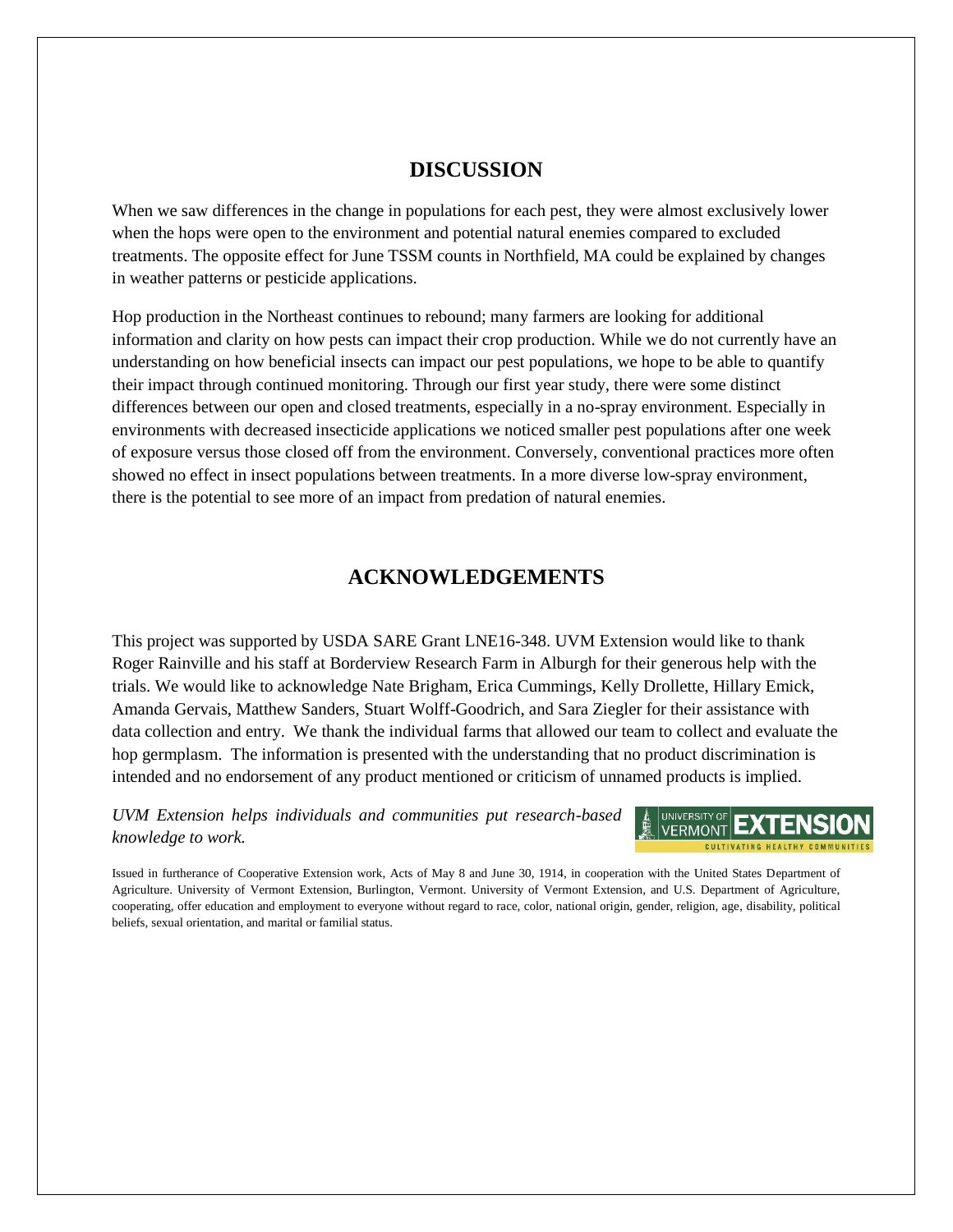## DISCUSSION

When we saw differences in the change in populations for each pest, they were almost exclusively lower when the hops were open to the environment and potential natural enemies compared to excluded treatments. The opposite effect for June TSSM counts in Northfield, MA could be explained by changes in weather patterns or pesticide applications.

Hop production in the Northeast continues to rebound; many farmers are looking for additional information and clarity on how pests can impact their crop production. While we do not currently have an understanding on how beneficial insects can impact our pest populations, we hope to be able to quantify their impact through continued monitoring. Through our first year study, there were some distinct differences between our open and closed treatments, especially in a no-spray environment. Especially in environments with decreased insecticide applications we noticed smaller pest populations after one week of exposure versus those closed off from the environment. Conversely, conventional practices more often showed no effect in insect populations between treatments. In a more diverse low-spray environment, there is the potential to see more of an impact from predation of natural enemies.

## ACKNOWLEDGEMENTS

This project was supported by USDA SARE Grant LNE16-348. UVM Extension would like to thank Roger Rainville and his staff at Borderview Research Farm in Alburgh for their generous help with the trials. We would like to acknowledge Nate Brigham, Erica Cummings, Kelly Drollette, Hillary Emick, Amanda Gervais, Matthew Sanders, Stuart Wolff-Goodrich, and Sara Ziegler for their assistance with data collection and entry. We thank the individual farms that allowed our team to collect and evaluate the hop germplasm. The information is presented with the understanding that no product discrimination is intended and no endorsement of any product mentioned or criticism of unnamed products is implied.

*UVM Extension helps individuals and communities put research-based knowledge to work.*

UNIVERSITY OF VERMONT EXTENSION
CULTIVATING HEALTHY COMMUNITIES

Issued in furtherance of Cooperative Extension work, Acts of May 8 and June 30, 1914, in cooperation with the United States Department of Agriculture. University of Vermont Extension, Burlington, Vermont. University of Vermont Extension, and U.S. Department of Agriculture, cooperating, offer education and employment to everyone without regard to race, color, national origin, gender, religion, age, disability, political beliefs, sexual orientation, and marital or familial status.